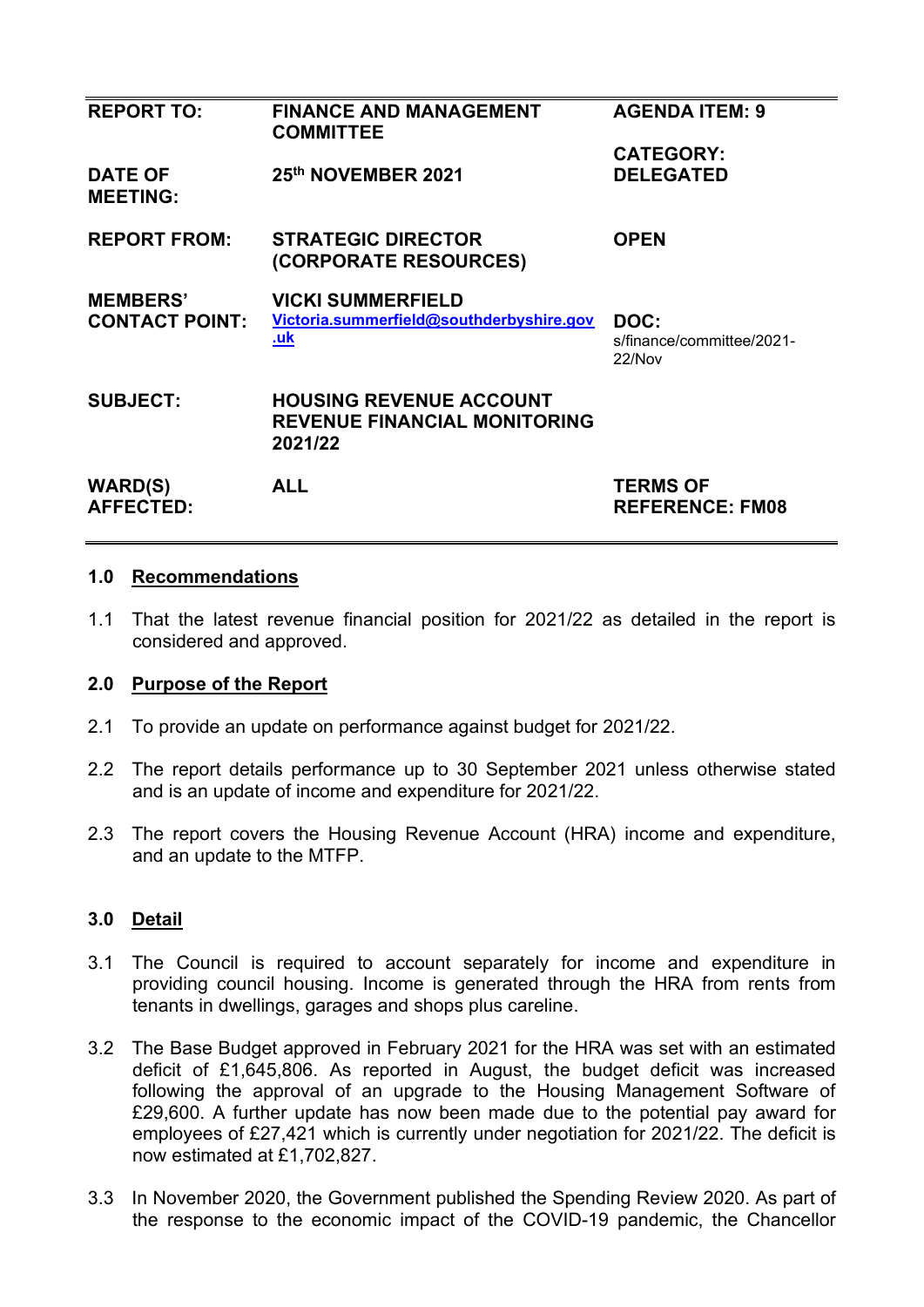| | | |
|---|---|---|
| **REPORT TO:** | **FINANCE AND MANAGEMENT COMMITTEE** | **AGENDA ITEM: 9** |
| **DATE OF MEETING:** | **25th NOVEMBER 2021** | **CATEGORY: DELEGATED** |
| **REPORT FROM:** | **STRATEGIC DIRECTOR (CORPORATE RESOURCES)** | **OPEN** |
| **MEMBERS' CONTACT POINT:** | **VICKI SUMMERFIELD** [Victoria.summerfield@southderbyshire.gov.uk](mailto:Victoria.summerfield@southderbyshire.gov.uk) | **DOC:** s/finance/committee/2021-22/Nov |
| **SUBJECT:** | **HOUSING REVENUE ACCOUNT REVENUE FINANCIAL MONITORING 2021/22** | |
| **WARD(S) AFFECTED:** | **ALL** | **TERMS OF REFERENCE: FM08** |

## 1.0 Recommendations

1.1 That the latest revenue financial position for 2021/22 as detailed in the report is considered and approved.

## 2.0 Purpose of the Report

2.1 To provide an update on performance against budget for 2021/22.

2.2 The report details performance up to 30 September 2021 unless otherwise stated and is an update of income and expenditure for 2021/22.

2.3 The report covers the Housing Revenue Account (HRA) income and expenditure, and an update to the MTFP.

## 3.0 Detail

3.1 The Council is required to account separately for income and expenditure in providing council housing. Income is generated through the HRA from rents from tenants in dwellings, garages and shops plus careline.

3.2 The Base Budget approved in February 2021 for the HRA was set with an estimated deficit of £1,645,806. As reported in August, the budget deficit was increased following the approval of an upgrade to the Housing Management Software of £29,600. A further update has now been made due to the potential pay award for employees of £27,421 which is currently under negotiation for 2021/22. The deficit is now estimated at £1,702,827.

3.3 In November 2020, the Government published the Spending Review 2020. As part of the response to the economic impact of the COVID-19 pandemic, the Chancellor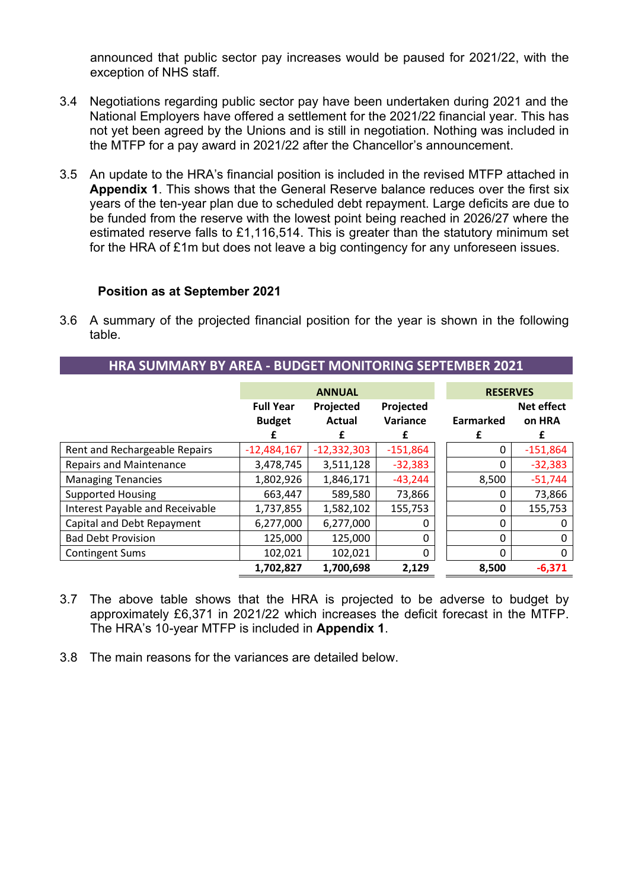announced that public sector pay increases would be paused for 2021/22, with the exception of NHS staff.

3.4 Negotiations regarding public sector pay have been undertaken during 2021 and the National Employers have offered a settlement for the 2021/22 financial year. This has not yet been agreed by the Unions and is still in negotiation. Nothing was included in the MTFP for a pay award in 2021/22 after the Chancellor's announcement.

3.5 An update to the HRA's financial position is included in the revised MTFP attached in **Appendix 1**. This shows that the General Reserve balance reduces over the first six years of the ten-year plan due to scheduled debt repayment. Large deficits are due to be funded from the reserve with the lowest point being reached in 2026/27 where the estimated reserve falls to £1,116,514. This is greater than the statutory minimum set for the HRA of £1m but does not leave a big contingency for any unforeseen issues.

### Position as at September 2021

3.6 A summary of the projected financial position for the year is shown in the following table.

| HRA SUMMARY BY AREA - BUDGET MONITORING SEPTEMBER 2021 | ANNUAL | | | RESERVES | |
|---|---|---|---|---|---|
| | Full Year Budget £ | Projected Actual £ | Projected Variance £ | Earmarked £ | Net effect on HRA £ |
| Rent and Rechargeable Repairs | -12,484,167 | -12,332,303 | -151,864 | 0 | -151,864 |
| Repairs and Maintenance | 3,478,745 | 3,511,128 | -32,383 | 0 | -32,383 |
| Managing Tenancies | 1,802,926 | 1,846,171 | -43,244 | 8,500 | -51,744 |
| Supported Housing | 663,447 | 589,580 | 73,866 | 0 | 73,866 |
| Interest Payable and Receivable | 1,737,855 | 1,582,102 | 155,753 | 0 | 155,753 |
| Capital and Debt Repayment | 6,277,000 | 6,277,000 | 0 | 0 | 0 |
| Bad Debt Provision | 125,000 | 125,000 | 0 | 0 | 0 |
| Contingent Sums | 102,021 | 102,021 | 0 | 0 | 0 |
| | **1,702,827** | **1,700,698** | **2,129** | **8,500** | **-6,371** |

3.7 The above table shows that the HRA is projected to be adverse to budget by approximately £6,371 in 2021/22 which increases the deficit forecast in the MTFP. The HRA's 10-year MTFP is included in **Appendix 1**.

3.8 The main reasons for the variances are detailed below.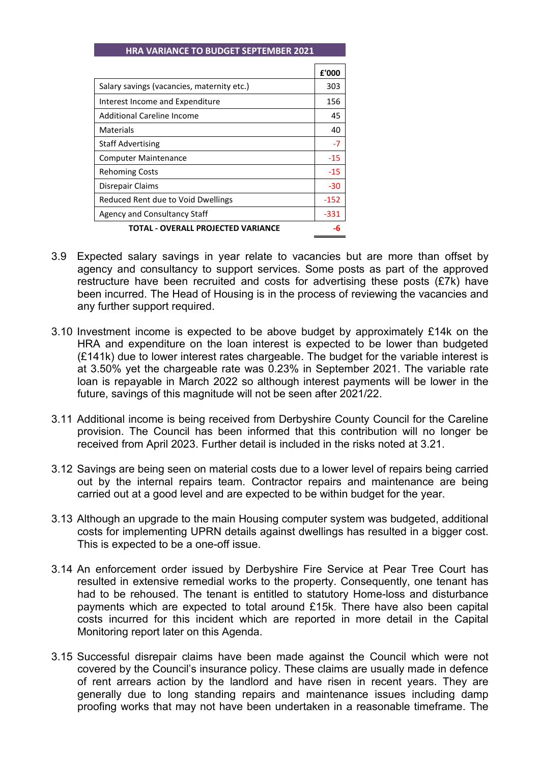| HRA VARIANCE TO BUDGET SEPTEMBER 2021 | |
|---|---|
| | **£'000** |
| Salary savings (vacancies, maternity etc.) | 303 |
| Interest Income and Expenditure | 156 |
| Additional Careline Income | 45 |
| Materials | 40 |
| Staff Advertising | -7 |
| Computer Maintenance | -15 |
| Rehoming Costs | -15 |
| Disrepair Claims | -30 |
| Reduced Rent due to Void Dwellings | -152 |
| Agency and Consultancy Staff | -331 |
| **TOTAL - OVERALL PROJECTED VARIANCE** | **-6** |

3.9 Expected salary savings in year relate to vacancies but are more than offset by agency and consultancy to support services. Some posts as part of the approved restructure have been recruited and costs for advertising these posts (£7k) have been incurred. The Head of Housing is in the process of reviewing the vacancies and any further support required.

3.10 Investment income is expected to be above budget by approximately £14k on the HRA and expenditure on the loan interest is expected to be lower than budgeted (£141k) due to lower interest rates chargeable. The budget for the variable interest is at 3.50% yet the chargeable rate was 0.23% in September 2021. The variable rate loan is repayable in March 2022 so although interest payments will be lower in the future, savings of this magnitude will not be seen after 2021/22.

3.11 Additional income is being received from Derbyshire County Council for the Careline provision. The Council has been informed that this contribution will no longer be received from April 2023. Further detail is included in the risks noted at 3.21.

3.12 Savings are being seen on material costs due to a lower level of repairs being carried out by the internal repairs team. Contractor repairs and maintenance are being carried out at a good level and are expected to be within budget for the year.

3.13 Although an upgrade to the main Housing computer system was budgeted, additional costs for implementing UPRN details against dwellings has resulted in a bigger cost. This is expected to be a one-off issue.

3.14 An enforcement order issued by Derbyshire Fire Service at Pear Tree Court has resulted in extensive remedial works to the property. Consequently, one tenant has had to be rehoused. The tenant is entitled to statutory Home-loss and disturbance payments which are expected to total around £15k. There have also been capital costs incurred for this incident which are reported in more detail in the Capital Monitoring report later on this Agenda.

3.15 Successful disrepair claims have been made against the Council which were not covered by the Council's insurance policy. These claims are usually made in defence of rent arrears action by the landlord and have risen in recent years. They are generally due to long standing repairs and maintenance issues including damp proofing works that may not have been undertaken in a reasonable timeframe. The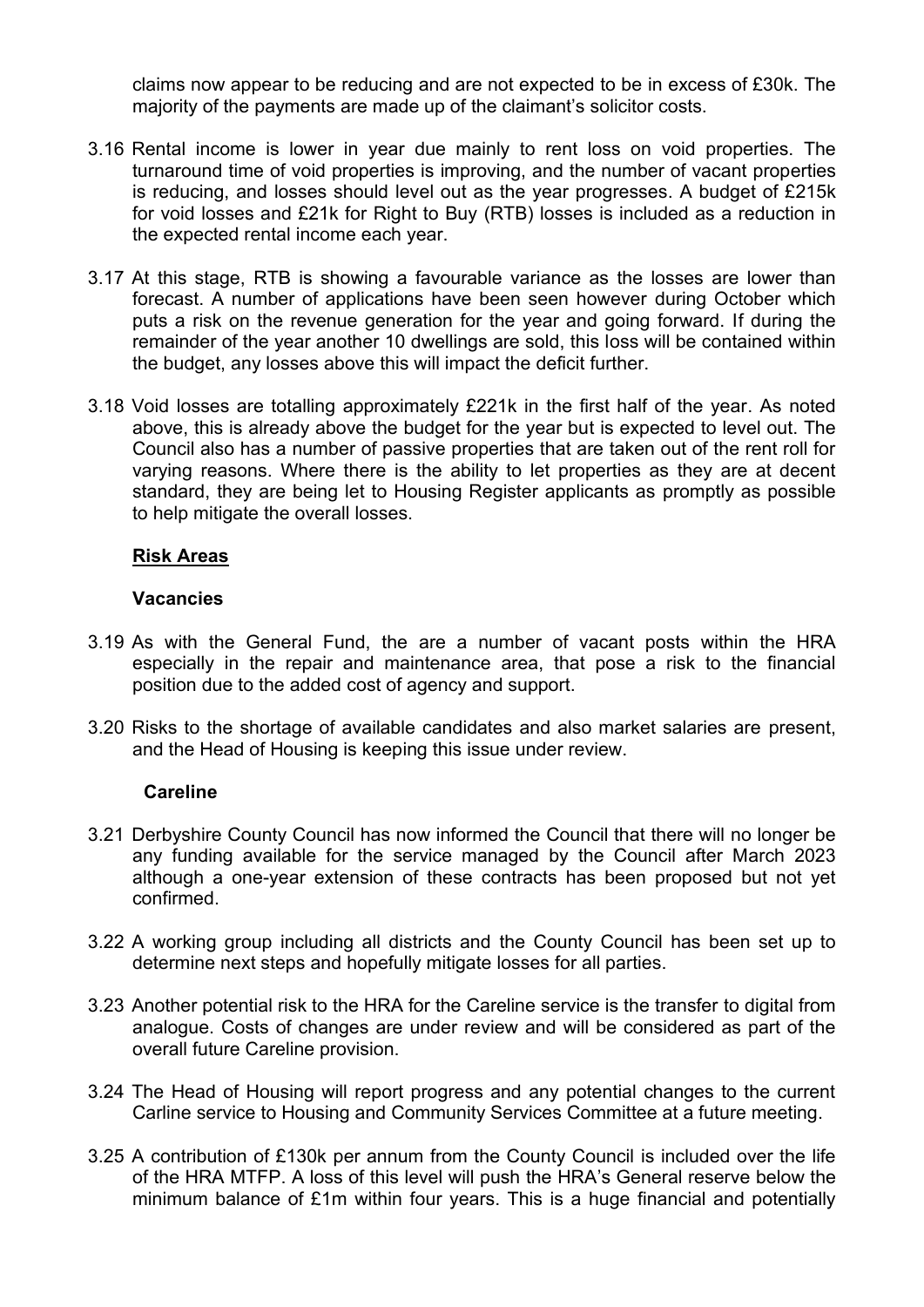claims now appear to be reducing and are not expected to be in excess of £30k. The majority of the payments are made up of the claimant's solicitor costs.

3.16 Rental income is lower in year due mainly to rent loss on void properties. The turnaround time of void properties is improving, and the number of vacant properties is reducing, and losses should level out as the year progresses. A budget of £215k for void losses and £21k for Right to Buy (RTB) losses is included as a reduction in the expected rental income each year.

3.17 At this stage, RTB is showing a favourable variance as the losses are lower than forecast. A number of applications have been seen however during October which puts a risk on the revenue generation for the year and going forward. If during the remainder of the year another 10 dwellings are sold, this loss will be contained within the budget, any losses above this will impact the deficit further.

3.18 Void losses are totalling approximately £221k in the first half of the year. As noted above, this is already above the budget for the year but is expected to level out. The Council also has a number of passive properties that are taken out of the rent roll for varying reasons. Where there is the ability to let properties as they are at decent standard, they are being let to Housing Register applicants as promptly as possible to help mitigate the overall losses.

**Risk Areas**

**Vacancies**

3.19 As with the General Fund, the are a number of vacant posts within the HRA especially in the repair and maintenance area, that pose a risk to the financial position due to the added cost of agency and support.

3.20 Risks to the shortage of available candidates and also market salaries are present, and the Head of Housing is keeping this issue under review.

**Careline**

3.21 Derbyshire County Council has now informed the Council that there will no longer be any funding available for the service managed by the Council after March 2023 although a one-year extension of these contracts has been proposed but not yet confirmed.

3.22 A working group including all districts and the County Council has been set up to determine next steps and hopefully mitigate losses for all parties.

3.23 Another potential risk to the HRA for the Careline service is the transfer to digital from analogue. Costs of changes are under review and will be considered as part of the overall future Careline provision.

3.24 The Head of Housing will report progress and any potential changes to the current Carline service to Housing and Community Services Committee at a future meeting.

3.25 A contribution of £130k per annum from the County Council is included over the life of the HRA MTFP. A loss of this level will push the HRA's General reserve below the minimum balance of £1m within four years. This is a huge financial and potentially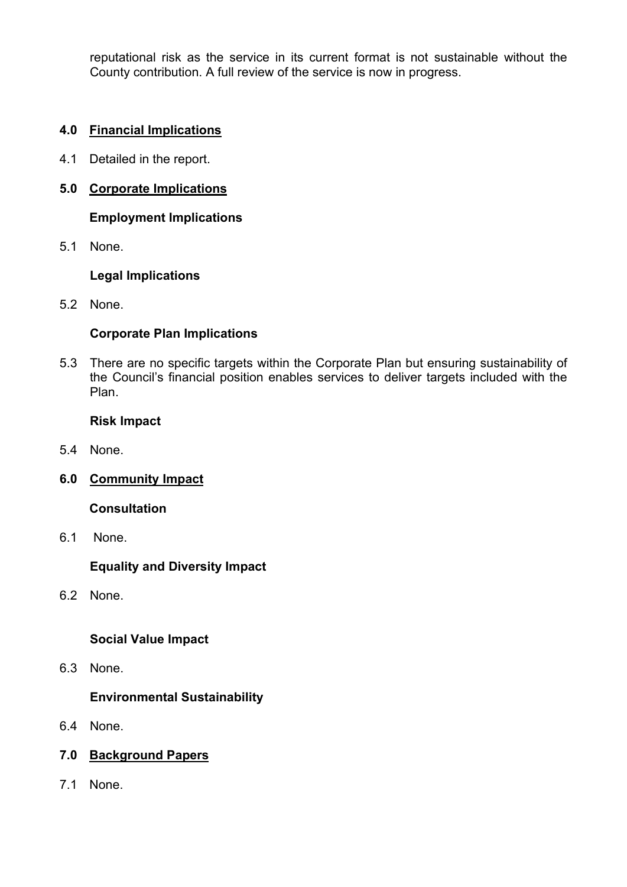reputational risk as the service in its current format is not sustainable without the County contribution. A full review of the service is now in progress.

## 4.0 Financial Implications

4.1 Detailed in the report.

## 5.0 Corporate Implications

### Employment Implications

5.1 None.

### Legal Implications

5.2 None.

### Corporate Plan Implications

5.3 There are no specific targets within the Corporate Plan but ensuring sustainability of the Council's financial position enables services to deliver targets included with the Plan.

### Risk Impact

5.4 None.

## 6.0 Community Impact

### Consultation

6.1 None.

### Equality and Diversity Impact

6.2 None.

### Social Value Impact

6.3 None.

### Environmental Sustainability

6.4 None.

## 7.0 Background Papers

7.1 None.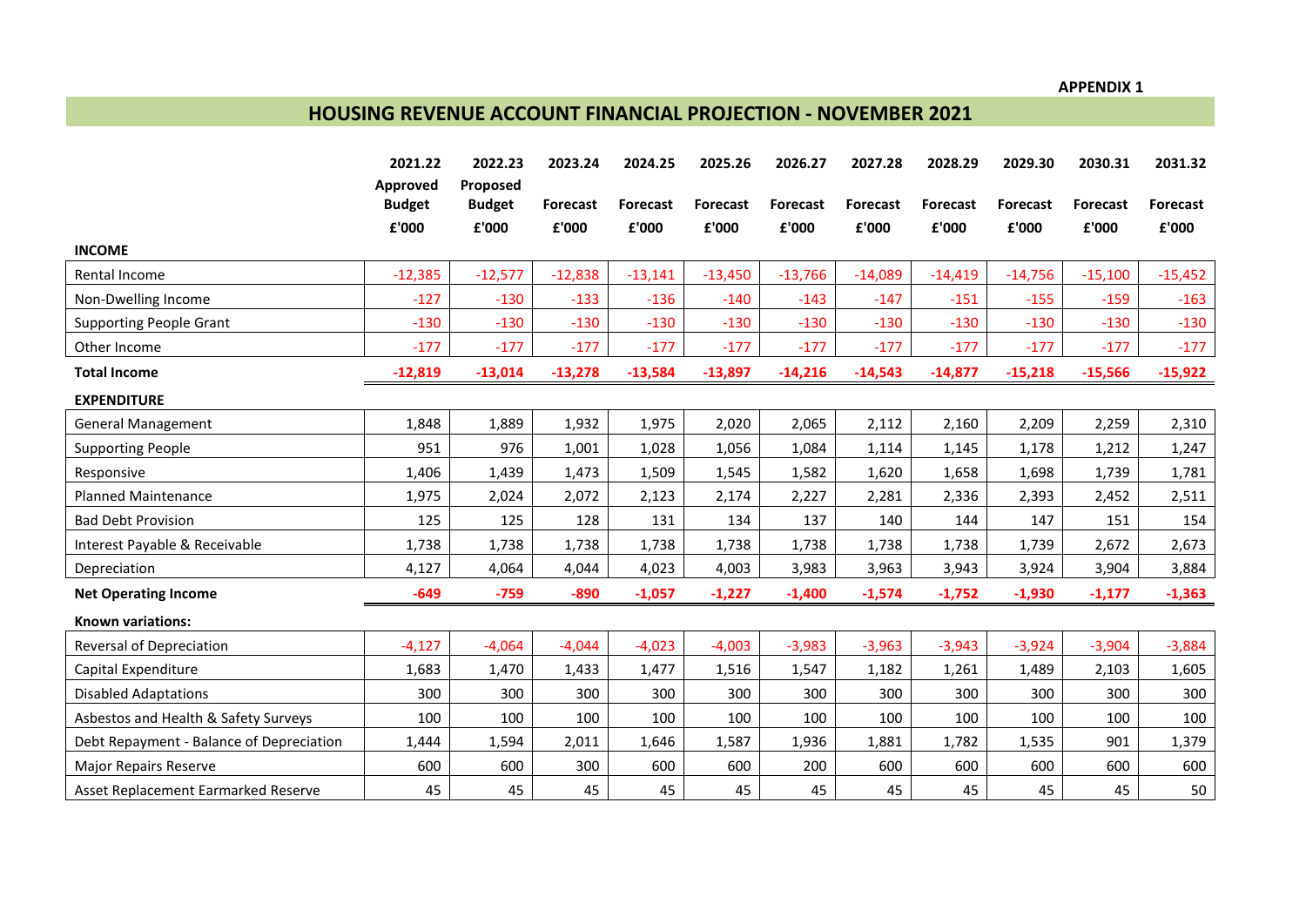APPENDIX 1

# HOUSING REVENUE ACCOUNT FINANCIAL PROJECTION - NOVEMBER 2021

| | 2021.22 Approved Budget £'000 | 2022.23 Proposed Budget £'000 | 2023.24 Forecast £'000 | 2024.25 Forecast £'000 | 2025.26 Forecast £'000 | 2026.27 Forecast £'000 | 2027.28 Forecast £'000 | 2028.29 Forecast £'000 | 2029.30 Forecast £'000 | 2030.31 Forecast £'000 | 2031.32 Forecast £'000 |
|---|---|---|---|---|---|---|---|---|---|---|---|
| **INCOME** | | | | | | | | | | | |
| Rental Income | -12,385 | -12,577 | -12,838 | -13,141 | -13,450 | -13,766 | -14,089 | -14,419 | -14,756 | -15,100 | -15,452 |
| Non-Dwelling Income | -127 | -130 | -133 | -136 | -140 | -143 | -147 | -151 | -155 | -159 | -163 |
| Supporting People Grant | -130 | -130 | -130 | -130 | -130 | -130 | -130 | -130 | -130 | -130 | -130 |
| Other Income | -177 | -177 | -177 | -177 | -177 | -177 | -177 | -177 | -177 | -177 | -177 |
| **Total Income** | **-12,819** | **-13,014** | **-13,278** | **-13,584** | **-13,897** | **-14,216** | **-14,543** | **-14,877** | **-15,218** | **-15,566** | **-15,922** |
| **EXPENDITURE** | | | | | | | | | | | |
| General Management | 1,848 | 1,889 | 1,932 | 1,975 | 2,020 | 2,065 | 2,112 | 2,160 | 2,209 | 2,259 | 2,310 |
| Supporting People | 951 | 976 | 1,001 | 1,028 | 1,056 | 1,084 | 1,114 | 1,145 | 1,178 | 1,212 | 1,247 |
| Responsive | 1,406 | 1,439 | 1,473 | 1,509 | 1,545 | 1,582 | 1,620 | 1,658 | 1,698 | 1,739 | 1,781 |
| Planned Maintenance | 1,975 | 2,024 | 2,072 | 2,123 | 2,174 | 2,227 | 2,281 | 2,336 | 2,393 | 2,452 | 2,511 |
| Bad Debt Provision | 125 | 125 | 128 | 131 | 134 | 137 | 140 | 144 | 147 | 151 | 154 |
| Interest Payable & Receivable | 1,738 | 1,738 | 1,738 | 1,738 | 1,738 | 1,738 | 1,738 | 1,738 | 1,739 | 2,672 | 2,673 |
| Depreciation | 4,127 | 4,064 | 4,044 | 4,023 | 4,003 | 3,983 | 3,963 | 3,943 | 3,924 | 3,904 | 3,884 |
| **Net Operating Income** | **-649** | **-759** | **-890** | **-1,057** | **-1,227** | **-1,400** | **-1,574** | **-1,752** | **-1,930** | **-1,177** | **-1,363** |
| **Known variations:** | | | | | | | | | | | |
| Reversal of Depreciation | -4,127 | -4,064 | -4,044 | -4,023 | -4,003 | -3,983 | -3,963 | -3,943 | -3,924 | -3,904 | -3,884 |
| Capital Expenditure | 1,683 | 1,470 | 1,433 | 1,477 | 1,516 | 1,547 | 1,182 | 1,261 | 1,489 | 2,103 | 1,605 |
| Disabled Adaptations | 300 | 300 | 300 | 300 | 300 | 300 | 300 | 300 | 300 | 300 | 300 |
| Asbestos and Health & Safety Surveys | 100 | 100 | 100 | 100 | 100 | 100 | 100 | 100 | 100 | 100 | 100 |
| Debt Repayment - Balance of Depreciation | 1,444 | 1,594 | 2,011 | 1,646 | 1,587 | 1,936 | 1,881 | 1,782 | 1,535 | 901 | 1,379 |
| Major Repairs Reserve | 600 | 600 | 300 | 600 | 600 | 200 | 600 | 600 | 600 | 600 | 600 |
| Asset Replacement Earmarked Reserve | 45 | 45 | 45 | 45 | 45 | 45 | 45 | 45 | 45 | 45 | 50 |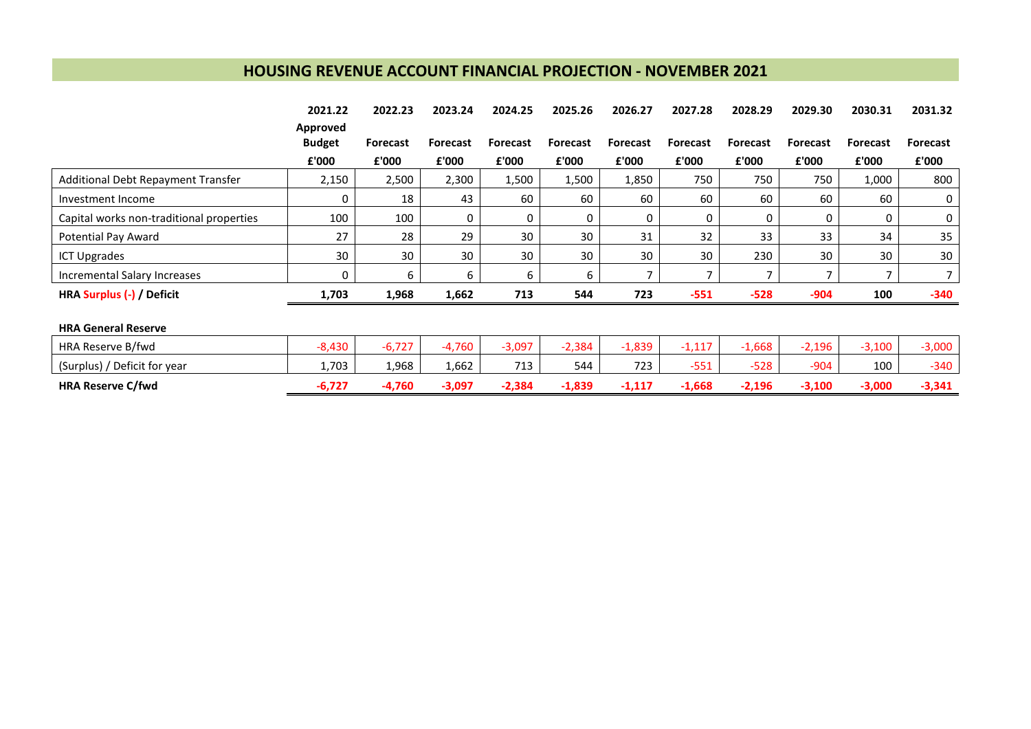## HOUSING REVENUE ACCOUNT FINANCIAL PROJECTION - NOVEMBER 2021

| | 2021.22 | 2022.23 | 2023.24 | 2024.25 | 2025.26 | 2026.27 | 2027.28 | 2028.29 | 2029.30 | 2030.31 | 2031.32 |
|---|---|---|---|---|---|---|---|---|---|---|---|
| | Approved Budget | Forecast | Forecast | Forecast | Forecast | Forecast | Forecast | Forecast | Forecast | Forecast | Forecast |
| | £'000 | £'000 | £'000 | £'000 | £'000 | £'000 | £'000 | £'000 | £'000 | £'000 | £'000 |
| Additional Debt Repayment Transfer | 2,150 | 2,500 | 2,300 | 1,500 | 1,500 | 1,850 | 750 | 750 | 750 | 1,000 | 800 |
| Investment Income | 0 | 18 | 43 | 60 | 60 | 60 | 60 | 60 | 60 | 60 | 0 |
| Capital works non-traditional properties | 100 | 100 | 0 | 0 | 0 | 0 | 0 | 0 | 0 | 0 | 0 |
| Potential Pay Award | 27 | 28 | 29 | 30 | 30 | 31 | 32 | 33 | 33 | 34 | 35 |
| ICT Upgrades | 30 | 30 | 30 | 30 | 30 | 30 | 30 | 230 | 30 | 30 | 30 |
| Incremental Salary Increases | 0 | 6 | 6 | 6 | 6 | 7 | 7 | 7 | 7 | 7 | 7 |
| **HRA Surplus (-) / Deficit** | **1,703** | **1,968** | **1,662** | **713** | **544** | **723** | **-551** | **-528** | **-904** | **100** | **-340** |
| | | | | | | | | | | | |
| **HRA General Reserve** | | | | | | | | | | | |
| HRA Reserve B/fwd | -8,430 | -6,727 | -4,760 | -3,097 | -2,384 | -1,839 | -1,117 | -1,668 | -2,196 | -3,100 | -3,000 |
| (Surplus) / Deficit for year | 1,703 | 1,968 | 1,662 | 713 | 544 | 723 | -551 | -528 | -904 | 100 | -340 |
| **HRA Reserve C/fwd** | **-6,727** | **-4,760** | **-3,097** | **-2,384** | **-1,839** | **-1,117** | **-1,668** | **-2,196** | **-3,100** | **-3,000** | **-3,341** |